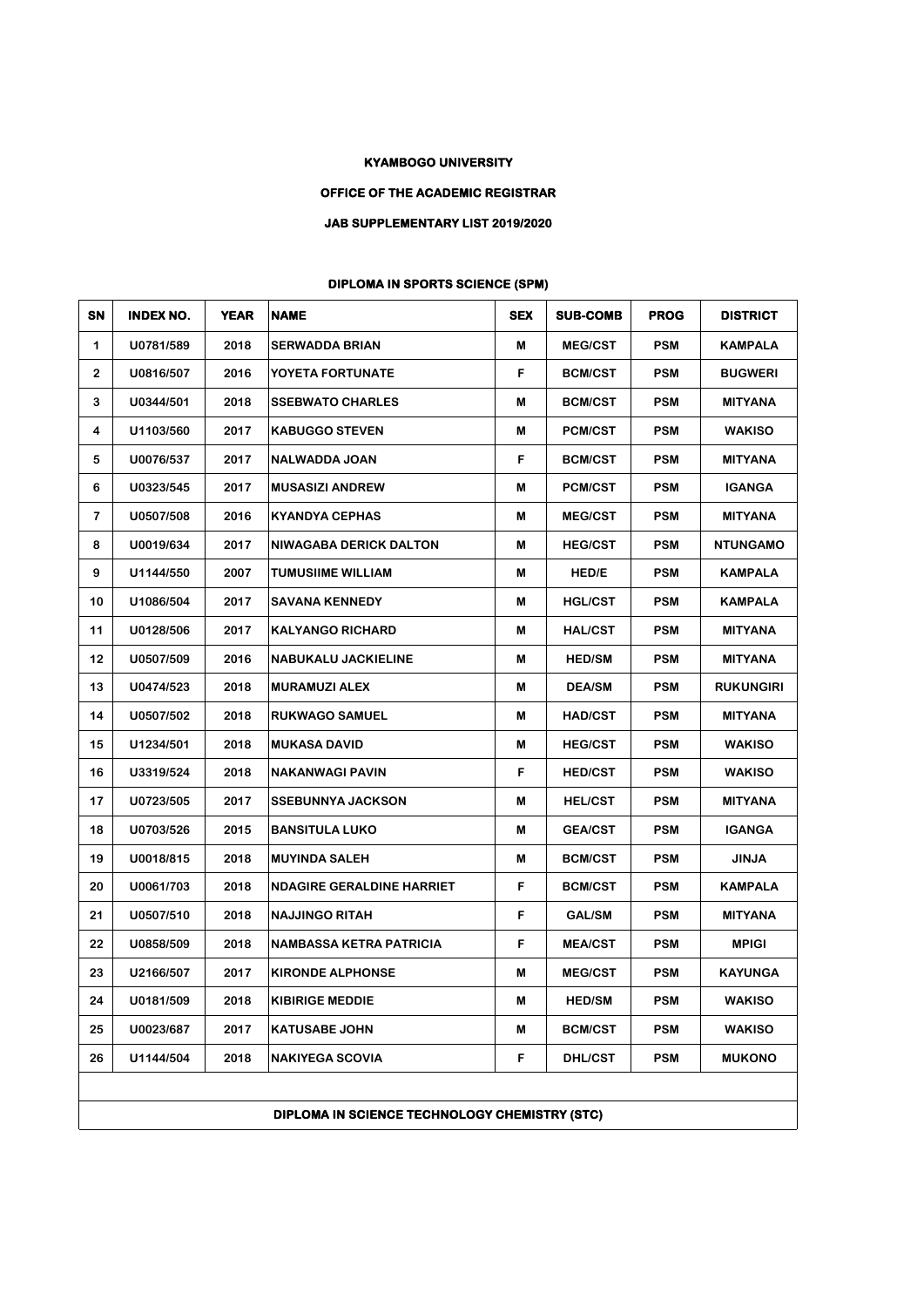**KYAMBOGO UNIVERSITY**

**OFFICE OF THE ACADEMIC REGISTRAR**

**JAB SUPPLEMENTARY LIST 2019/2020**

**DIPLOMA IN SPORTS SCIENCE (SPM)**

| SN | INDEX NO. | YEAR | NAME | SEX | SUB-COMB | PROG | DISTRICT |
|---|---|---|---|---|---|---|---|
| 1 | U0781/589 | 2018 | SERWADDA BRIAN | M | MEG/CST | PSM | KAMPALA |
| 2 | U0816/507 | 2016 | YOYETA FORTUNATE | F | BCM/CST | PSM | BUGWERI |
| 3 | U0344/501 | 2018 | SSEBWATO CHARLES | M | BCM/CST | PSM | MITYANA |
| 4 | U1103/560 | 2017 | KABUGGO STEVEN | M | PCM/CST | PSM | WAKISO |
| 5 | U0076/537 | 2017 | NALWADDA JOAN | F | BCM/CST | PSM | MITYANA |
| 6 | U0323/545 | 2017 | MUSASIZI ANDREW | M | PCM/CST | PSM | IGANGA |
| 7 | U0507/508 | 2016 | KYANDYA CEPHAS | M | MEG/CST | PSM | MITYANA |
| 8 | U0019/634 | 2017 | NIWAGABA DERICK DALTON | M | HEG/CST | PSM | NTUNGAMO |
| 9 | U1144/550 | 2007 | TUMUSIIME WILLIAM | M | HED/E | PSM | KAMPALA |
| 10 | U1086/504 | 2017 | SAVANA KENNEDY | M | HGL/CST | PSM | KAMPALA |
| 11 | U0128/506 | 2017 | KALYANGO RICHARD | M | HAL/CST | PSM | MITYANA |
| 12 | U0507/509 | 2016 | NABUKALU JACKIELINE | M | HED/SM | PSM | MITYANA |
| 13 | U0474/523 | 2018 | MURAMUZI ALEX | M | DEA/SM | PSM | RUKUNGIRI |
| 14 | U0507/502 | 2018 | RUKWAGO SAMUEL | M | HAD/CST | PSM | MITYANA |
| 15 | U1234/501 | 2018 | MUKASA DAVID | M | HEG/CST | PSM | WAKISO |
| 16 | U3319/524 | 2018 | NAKANWAGI PAVIN | F | HED/CST | PSM | WAKISO |
| 17 | U0723/505 | 2017 | SSEBUNNYA JACKSON | M | HEL/CST | PSM | MITYANA |
| 18 | U0703/526 | 2015 | BANSITULA LUKO | M | GEA/CST | PSM | IGANGA |
| 19 | U0018/815 | 2018 | MUYINDA SALEH | M | BCM/CST | PSM | JINJA |
| 20 | U0061/703 | 2018 | NDAGIRE GERALDINE HARRIET | F | BCM/CST | PSM | KAMPALA |
| 21 | U0507/510 | 2018 | NAJJINGO RITAH | F | GAL/SM | PSM | MITYANA |
| 22 | U0858/509 | 2018 | NAMBASSA KETRA PATRICIA | F | MEA/CST | PSM | MPIGI |
| 23 | U2166/507 | 2017 | KIRONDE ALPHONSE | M | MEG/CST | PSM | KAYUNGA |
| 24 | U0181/509 | 2018 | KIBIRIGE MEDDIE | M | HED/SM | PSM | WAKISO |
| 25 | U0023/687 | 2017 | KATUSABE JOHN | M | BCM/CST | PSM | WAKISO |
| 26 | U1144/504 | 2018 | NAKIYEGA SCOVIA | F | DHL/CST | PSM | MUKONO |

**DIPLOMA IN SCIENCE TECHNOLOGY CHEMISTRY (STC)**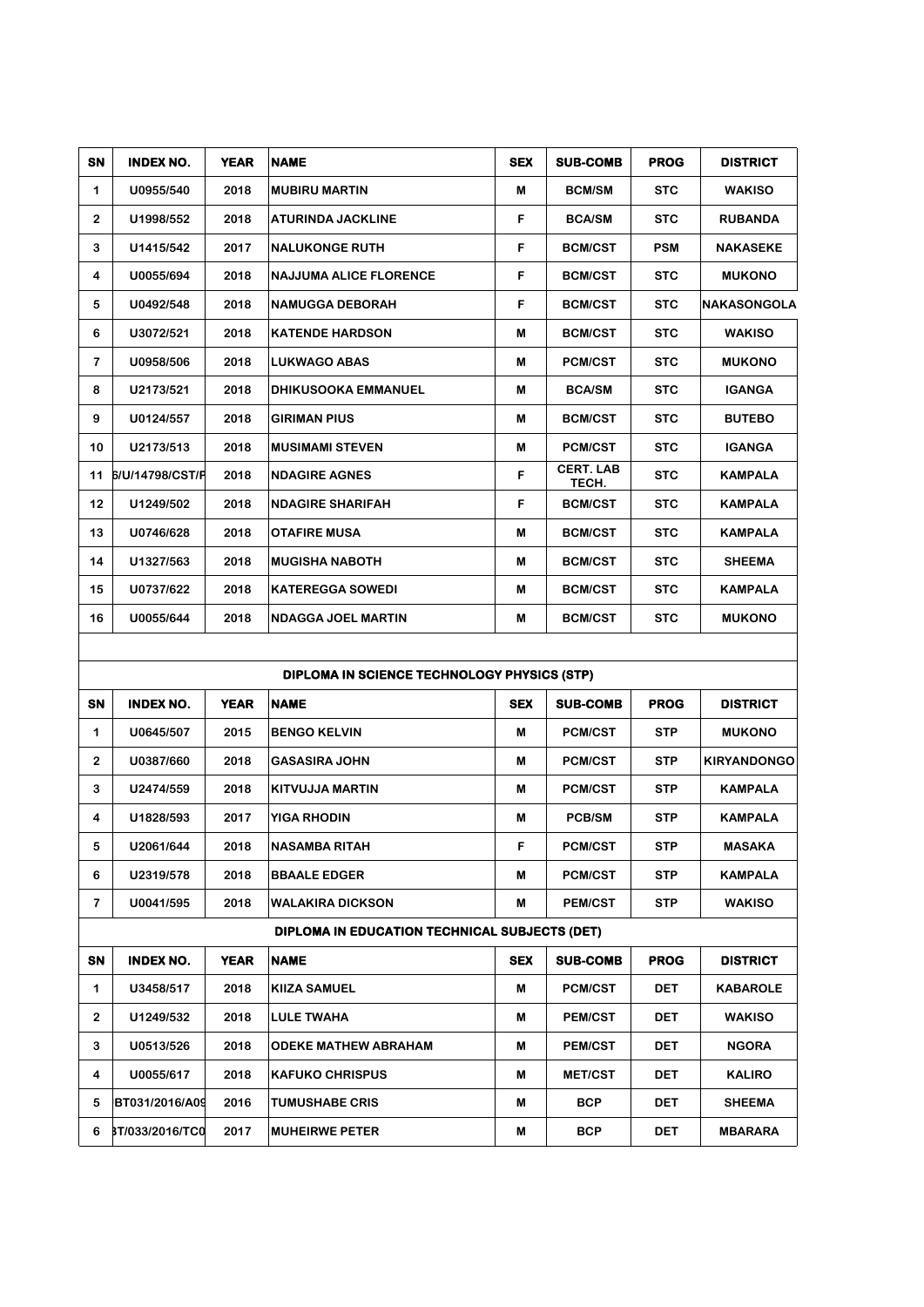| SN | INDEX NO. | YEAR | NAME | SEX | SUB-COMB | PROG | DISTRICT |
|---|---|---|---|---|---|---|---|
| 1 | U0955/540 | 2018 | MUBIRU MARTIN | M | BCM/SM | STC | WAKISO |
| 2 | U1998/552 | 2018 | ATURINDA JACKLINE | F | BCA/SM | STC | RUBANDA |
| 3 | U1415/542 | 2017 | NALUKONGE RUTH | F | BCM/CST | PSM | NAKASEKE |
| 4 | U0055/694 | 2018 | NAJJUMA ALICE FLORENCE | F | BCM/CST | STC | MUKONO |
| 5 | U0492/548 | 2018 | NAMUGGA DEBORAH | F | BCM/CST | STC | NAKASONGOLA |
| 6 | U3072/521 | 2018 | KATENDE HARDSON | M | BCM/CST | STC | WAKISO |
| 7 | U0958/506 | 2018 | LUKWAGO ABAS | M | PCM/CST | STC | MUKONO |
| 8 | U2173/521 | 2018 | DHIKUSOOKA EMMANUEL | M | BCA/SM | STC | IGANGA |
| 9 | U0124/557 | 2018 | GIRIMAN PIUS | M | BCM/CST | STC | BUTEBO |
| 10 | U2173/513 | 2018 | MUSIMAMI STEVEN | M | PCM/CST | STC | IGANGA |
| 11 | 6/U/14798/CST/P | 2018 | NDAGIRE AGNES | F | CERT. LAB TECH. | STC | KAMPALA |
| 12 | U1249/502 | 2018 | NDAGIRE SHARIFAH | F | BCM/CST | STC | KAMPALA |
| 13 | U0746/628 | 2018 | OTAFIRE MUSA | M | BCM/CST | STC | KAMPALA |
| 14 | U1327/563 | 2018 | MUGISHA NABOTH | M | BCM/CST | STC | SHEEMA |
| 15 | U0737/622 | 2018 | KATEREGGA SOWEDI | M | BCM/CST | STC | KAMPALA |
| 16 | U0055/644 | 2018 | NDAGGA JOEL MARTIN | M | BCM/CST | STC | MUKONO |

**DIPLOMA IN SCIENCE TECHNOLOGY PHYSICS (STP)**

| SN | INDEX NO. | YEAR | NAME | SEX | SUB-COMB | PROG | DISTRICT |
|---|---|---|---|---|---|---|---|
| 1 | U0645/507 | 2015 | BENGO KELVIN | M | PCM/CST | STP | MUKONO |
| 2 | U0387/660 | 2018 | GASASIRA JOHN | M | PCM/CST | STP | KIRYANDONGO |
| 3 | U2474/559 | 2018 | KITVUJJA MARTIN | M | PCM/CST | STP | KAMPALA |
| 4 | U1828/593 | 2017 | YIGA RHODIN | M | PCB/SM | STP | KAMPALA |
| 5 | U2061/644 | 2018 | NASAMBA RITAH | F | PCM/CST | STP | MASAKA |
| 6 | U2319/578 | 2018 | BBAALE EDGER | M | PCM/CST | STP | KAMPALA |
| 7 | U0041/595 | 2018 | WALAKIRA DICKSON | M | PEM/CST | STP | WAKISO |

**DIPLOMA IN EDUCATION TECHNICAL SUBJECTS (DET)**

| SN | INDEX NO. | YEAR | NAME | SEX | SUB-COMB | PROG | DISTRICT |
|---|---|---|---|---|---|---|---|
| 1 | U3458/517 | 2018 | KIIZA SAMUEL | M | PCM/CST | DET | KABAROLE |
| 2 | U1249/532 | 2018 | LULE TWAHA | M | PEM/CST | DET | WAKISO |
| 3 | U0513/526 | 2018 | ODEKE MATHEW ABRAHAM | M | PEM/CST | DET | NGORA |
| 4 | U0055/617 | 2018 | KAFUKO CHRISPUS | M | MET/CST | DET | KALIRO |
| 5 | BT031/2016/A09 | 2016 | TUMUSHABE CRIS | M | BCP | DET | SHEEMA |
| 6 | 3T/033/2016/TC0 | 2017 | MUHEIRWE PETER | M | BCP | DET | MBARARA |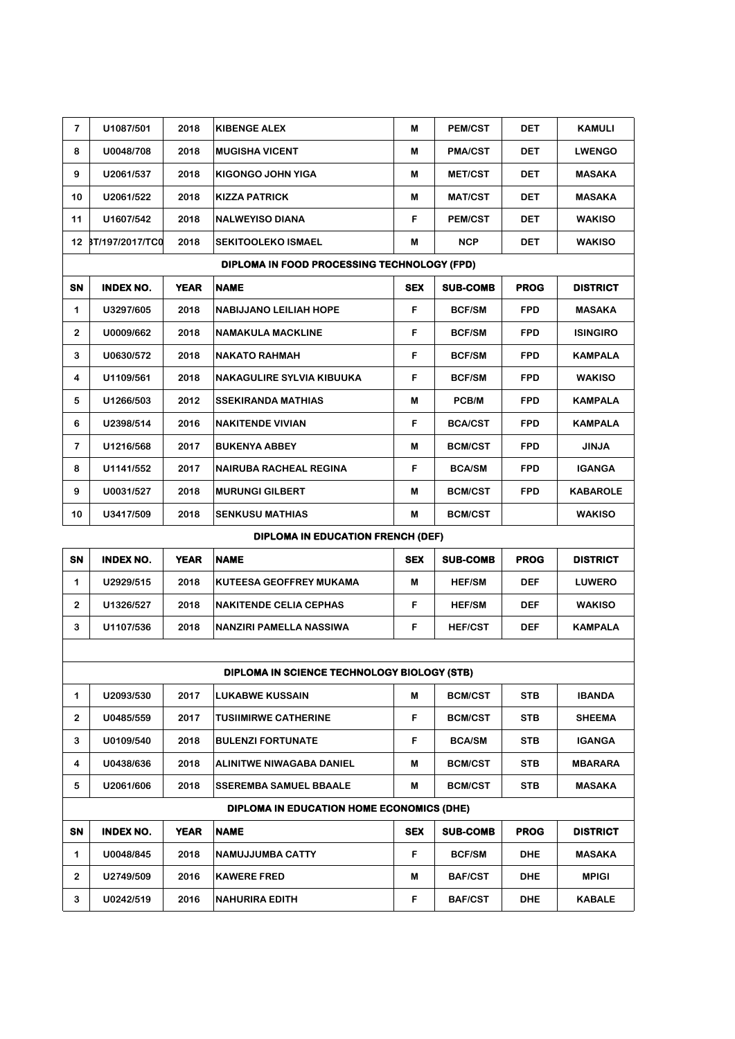| SN | INDEX NO. | YEAR | NAME | SEX | SUB-COMB | PROG | DISTRICT |
|---|---|---|---|---|---|---|---|
| 7 | U1087/501 | 2018 | KIBENGE ALEX | M | PEM/CST | DET | KAMULI |
| 8 | U0048/708 | 2018 | MUGISHA VICENT | M | PMA/CST | DET | LWENGO |
| 9 | U2061/537 | 2018 | KIGONGO JOHN YIGA | M | MET/CST | DET | MASAKA |
| 10 | U2061/522 | 2018 | KIZZA PATRICK | M | MAT/CST | DET | MASAKA |
| 11 | U1607/542 | 2018 | NALWEYISO DIANA | F | PEM/CST | DET | WAKISO |
| 12 | 3T/197/2017/TC0 | 2018 | SEKITOOLEKO ISMAEL | M | NCP | DET | WAKISO |

**DIPLOMA IN FOOD PROCESSING TECHNOLOGY (FPD)**

| SN | INDEX NO. | YEAR | NAME | SEX | SUB-COMB | PROG | DISTRICT |
|---|---|---|---|---|---|---|---|
| 1 | U3297/605 | 2018 | NABIJJANO LEILIAH HOPE | F | BCF/SM | FPD | MASAKA |
| 2 | U0009/662 | 2018 | NAMAKULA MACKLINE | F | BCF/SM | FPD | ISINGIRO |
| 3 | U0630/572 | 2018 | NAKATO RAHMAH | F | BCF/SM | FPD | KAMPALA |
| 4 | U1109/561 | 2018 | NAKAGULIRE SYLVIA KIBUUKA | F | BCF/SM | FPD | WAKISO |
| 5 | U1266/503 | 2012 | SSEKIRANDA MATHIAS | M | PCB/M | FPD | KAMPALA |
| 6 | U2398/514 | 2016 | NAKITENDE VIVIAN | F | BCA/CST | FPD | KAMPALA |
| 7 | U1216/568 | 2017 | BUKENYA ABBEY | M | BCM/CST | FPD | JINJA |
| 8 | U1141/552 | 2017 | NAIRUBA RACHEAL REGINA | F | BCA/SM | FPD | IGANGA |
| 9 | U0031/527 | 2018 | MURUNGI GILBERT | M | BCM/CST | FPD | KABAROLE |
| 10 | U3417/509 | 2018 | SENKUSU MATHIAS | M | BCM/CST | | WAKISO |

**DIPLOMA IN EDUCATION FRENCH (DEF)**

| SN | INDEX NO. | YEAR | NAME | SEX | SUB-COMB | PROG | DISTRICT |
|---|---|---|---|---|---|---|---|
| 1 | U2929/515 | 2018 | KUTEESA GEOFFREY MUKAMA | M | HEF/SM | DEF | LUWERO |
| 2 | U1326/527 | 2018 | NAKITENDE CELIA CEPHAS | F | HEF/SM | DEF | WAKISO |
| 3 | U1107/536 | 2018 | NANZIRI PAMELLA NASSIWA | F | HEF/CST | DEF | KAMPALA |

**DIPLOMA IN SCIENCE TECHNOLOGY BIOLOGY (STB)**

| SN | INDEX NO. | YEAR | NAME | SEX | SUB-COMB | PROG | DISTRICT |
|---|---|---|---|---|---|---|---|
| 1 | U2093/530 | 2017 | LUKABWE KUSSAIN | M | BCM/CST | STB | IBANDA |
| 2 | U0485/559 | 2017 | TUSIIMIRWE CATHERINE | F | BCM/CST | STB | SHEEMA |
| 3 | U0109/540 | 2018 | BULENZI FORTUNATE | F | BCA/SM | STB | IGANGA |
| 4 | U0438/636 | 2018 | ALINITWE NIWAGABA DANIEL | M | BCM/CST | STB | MBARARA |
| 5 | U2061/606 | 2018 | SSEREMBA SAMUEL BBAALE | M | BCM/CST | STB | MASAKA |

**DIPLOMA IN EDUCATION HOME ECONOMICS (DHE)**

| SN | INDEX NO. | YEAR | NAME | SEX | SUB-COMB | PROG | DISTRICT |
|---|---|---|---|---|---|---|---|
| 1 | U0048/845 | 2018 | NAMUJJUMBA CATTY | F | BCF/SM | DHE | MASAKA |
| 2 | U2749/509 | 2016 | KAWERE FRED | M | BAF/CST | DHE | MPIGI |
| 3 | U0242/519 | 2016 | NAHURIRA EDITH | F | BAF/CST | DHE | KABALE |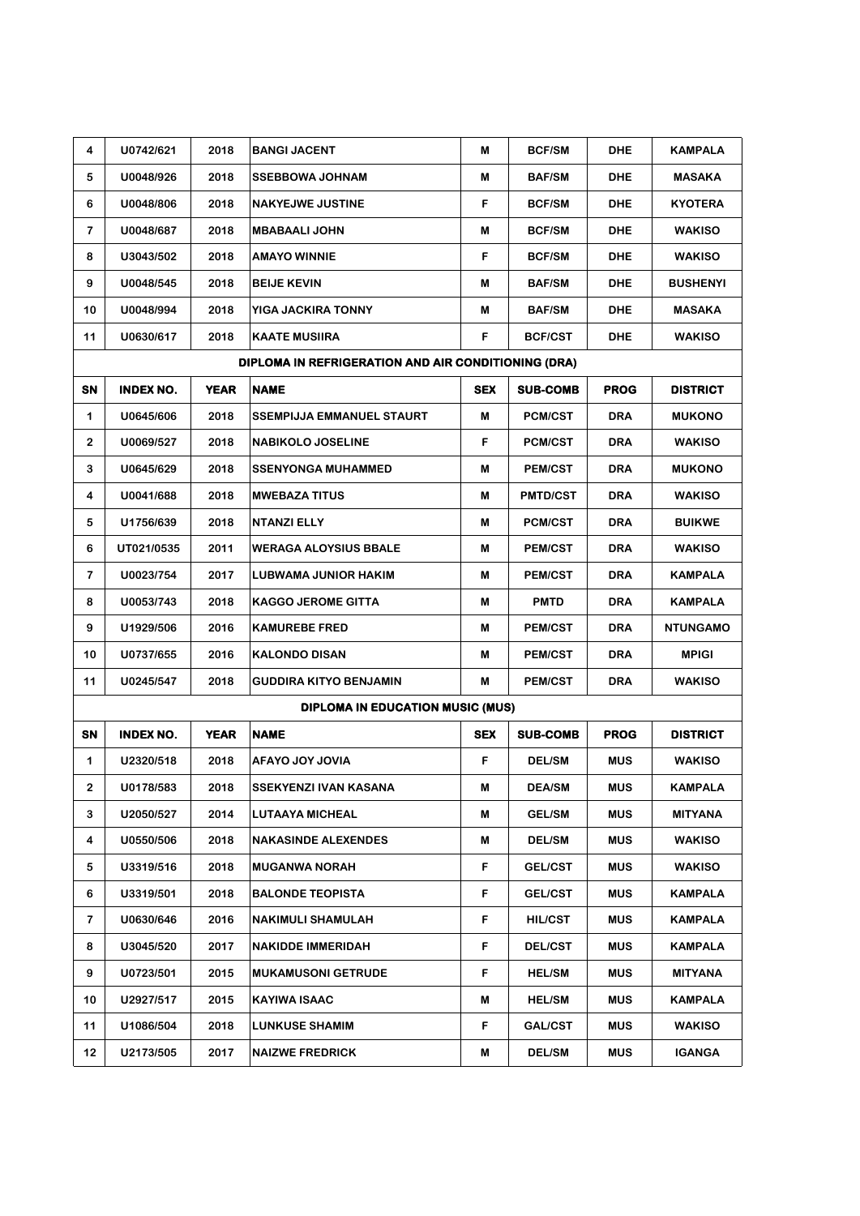| SN | INDEX NO. | YEAR | NAME | SEX | SUB-COMB | PROG | DISTRICT |
|---|---|---|---|---|---|---|---|
| 4 | U0742/621 | 2018 | BANGI JACENT | M | BCF/SM | DHE | KAMPALA |
| 5 | U0048/926 | 2018 | SSEBBOWA JOHNAM | M | BAF/SM | DHE | MASAKA |
| 6 | U0048/806 | 2018 | NAKYEJWE JUSTINE | F | BCF/SM | DHE | KYOTERA |
| 7 | U0048/687 | 2018 | MBABAALI JOHN | M | BCF/SM | DHE | WAKISO |
| 8 | U3043/502 | 2018 | AMAYO WINNIE | F | BCF/SM | DHE | WAKISO |
| 9 | U0048/545 | 2018 | BEIJE KEVIN | M | BAF/SM | DHE | BUSHENYI |
| 10 | U0048/994 | 2018 | YIGA JACKIRA TONNY | M | BAF/SM | DHE | MASAKA |
| 11 | U0630/617 | 2018 | KAATE MUSIIRA | F | BCF/CST | DHE | WAKISO |

**DIPLOMA IN REFRIGERATION AND AIR CONDITIONING (DRA)**

| SN | INDEX NO. | YEAR | NAME | SEX | SUB-COMB | PROG | DISTRICT |
|---|---|---|---|---|---|---|---|
| 1 | U0645/606 | 2018 | SSEMPIJJA EMMANUEL STAURT | M | PCM/CST | DRA | MUKONO |
| 2 | U0069/527 | 2018 | NABIKOLO JOSELINE | F | PCM/CST | DRA | WAKISO |
| 3 | U0645/629 | 2018 | SSENYONGA MUHAMMED | M | PEM/CST | DRA | MUKONO |
| 4 | U0041/688 | 2018 | MWEBAZA TITUS | M | PMTD/CST | DRA | WAKISO |
| 5 | U1756/639 | 2018 | NTANZI ELLY | M | PCM/CST | DRA | BUIKWE |
| 6 | UT021/0535 | 2011 | WERAGA ALOYSIUS BBALE | M | PEM/CST | DRA | WAKISO |
| 7 | U0023/754 | 2017 | LUBWAMA JUNIOR HAKIM | M | PEM/CST | DRA | KAMPALA |
| 8 | U0053/743 | 2018 | KAGGO JEROME GITTA | M | PMTD | DRA | KAMPALA |
| 9 | U1929/506 | 2016 | KAMUREBE FRED | M | PEM/CST | DRA | NTUNGAMO |
| 10 | U0737/655 | 2016 | KALONDO DISAN | M | PEM/CST | DRA | MPIGI |
| 11 | U0245/547 | 2018 | GUDDIRA KITYO BENJAMIN | M | PEM/CST | DRA | WAKISO |

**DIPLOMA IN EDUCATION MUSIC (MUS)**

| SN | INDEX NO. | YEAR | NAME | SEX | SUB-COMB | PROG | DISTRICT |
|---|---|---|---|---|---|---|---|
| 1 | U2320/518 | 2018 | AFAYO JOY JOVIA | F | DEL/SM | MUS | WAKISO |
| 2 | U0178/583 | 2018 | SSEKYENZI IVAN KASANA | M | DEA/SM | MUS | KAMPALA |
| 3 | U2050/527 | 2014 | LUTAAYA MICHEAL | M | GEL/SM | MUS | MITYANA |
| 4 | U0550/506 | 2018 | NAKASINDE ALEXENDES | M | DEL/SM | MUS | WAKISO |
| 5 | U3319/516 | 2018 | MUGANWA NORAH | F | GEL/CST | MUS | WAKISO |
| 6 | U3319/501 | 2018 | BALONDE TEOPISTA | F | GEL/CST | MUS | KAMPALA |
| 7 | U0630/646 | 2016 | NAKIMULI SHAMULAH | F | HIL/CST | MUS | KAMPALA |
| 8 | U3045/520 | 2017 | NAKIDDE IMMERIDAH | F | DEL/CST | MUS | KAMPALA |
| 9 | U0723/501 | 2015 | MUKAMUSONI GETRUDE | F | HEL/SM | MUS | MITYANA |
| 10 | U2927/517 | 2015 | KAYIWA ISAAC | M | HEL/SM | MUS | KAMPALA |
| 11 | U1086/504 | 2018 | LUNKUSE SHAMIM | F | GAL/CST | MUS | WAKISO |
| 12 | U2173/505 | 2017 | NAIZWE FREDRICK | M | DEL/SM | MUS | IGANGA |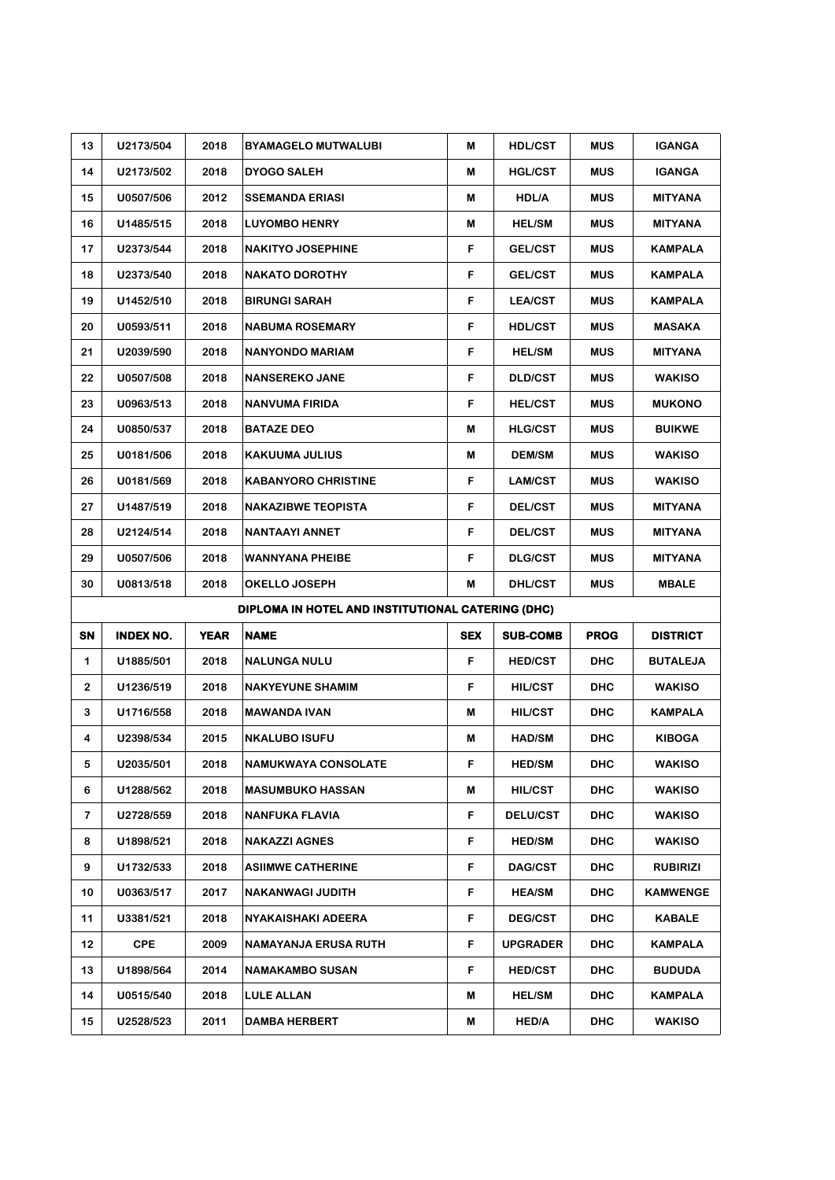| 13 | U2173/504 | 2018 | BYAMAGELO MUTWALUBI | M | HDL/CST | MUS | IGANGA |
|---|---|---|---|---|---|---|---|
| 14 | U2173/502 | 2018 | DYOGO SALEH | M | HGL/CST | MUS | IGANGA |
| 15 | U0507/506 | 2012 | SSEMANDA ERIASI | M | HDL/A | MUS | MITYANA |
| 16 | U1485/515 | 2018 | LUYOMBO HENRY | M | HEL/SM | MUS | MITYANA |
| 17 | U2373/544 | 2018 | NAKITYO JOSEPHINE | F | GEL/CST | MUS | KAMPALA |
| 18 | U2373/540 | 2018 | NAKATO DOROTHY | F | GEL/CST | MUS | KAMPALA |
| 19 | U1452/510 | 2018 | BIRUNGI SARAH | F | LEA/CST | MUS | KAMPALA |
| 20 | U0593/511 | 2018 | NABUMA ROSEMARY | F | HDL/CST | MUS | MASAKA |
| 21 | U2039/590 | 2018 | NANYONDO MARIAM | F | HEL/SM | MUS | MITYANA |
| 22 | U0507/508 | 2018 | NANSEREKO JANE | F | DLD/CST | MUS | WAKISO |
| 23 | U0963/513 | 2018 | NANVUMA FIRIDA | F | HEL/CST | MUS | MUKONO |
| 24 | U0850/537 | 2018 | BATAZE DEO | M | HLG/CST | MUS | BUIKWE |
| 25 | U0181/506 | 2018 | KAKUUMA JULIUS | M | DEM/SM | MUS | WAKISO |
| 26 | U0181/569 | 2018 | KABANYORO CHRISTINE | F | LAM/CST | MUS | WAKISO |
| 27 | U1487/519 | 2018 | NAKAZIBWE TEOPISTA | F | DEL/CST | MUS | MITYANA |
| 28 | U2124/514 | 2018 | NANTAAYI ANNET | F | DEL/CST | MUS | MITYANA |
| 29 | U0507/506 | 2018 | WANNYANA PHEIBE | F | DLG/CST | MUS | MITYANA |
| 30 | U0813/518 | 2018 | OKELLO JOSEPH | M | DHL/CST | MUS | MBALE |

**DIPLOMA IN HOTEL AND INSTITUTIONAL CATERING (DHC)**

| SN | INDEX NO. | YEAR | NAME | SEX | SUB-COMB | PROG | DISTRICT |
|---|---|---|---|---|---|---|---|
| 1 | U1885/501 | 2018 | NALUNGA NULU | F | HED/CST | DHC | BUTALEJA |
| 2 | U1236/519 | 2018 | NAKYEYUNE SHAMIM | F | HIL/CST | DHC | WAKISO |
| 3 | U1716/558 | 2018 | MAWANDA IVAN | M | HIL/CST | DHC | KAMPALA |
| 4 | U2398/534 | 2015 | NKALUBO ISUFU | M | HAD/SM | DHC | KIBOGA |
| 5 | U2035/501 | 2018 | NAMUKWAYA CONSOLATE | F | HED/SM | DHC | WAKISO |
| 6 | U1288/562 | 2018 | MASUMBUKO HASSAN | M | HIL/CST | DHC | WAKISO |
| 7 | U2728/559 | 2018 | NANFUKA FLAVIA | F | DELU/CST | DHC | WAKISO |
| 8 | U1898/521 | 2018 | NAKAZZI AGNES | F | HED/SM | DHC | WAKISO |
| 9 | U1732/533 | 2018 | ASIIMWE CATHERINE | F | DAG/CST | DHC | RUBIRIZI |
| 10 | U0363/517 | 2017 | NAKANWAGI JUDITH | F | HEA/SM | DHC | KAMWENGE |
| 11 | U3381/521 | 2018 | NYAKAISHAKI ADEERA | F | DEG/CST | DHC | KABALE |
| 12 | CPE | 2009 | NAMAYANJA ERUSA RUTH | F | UPGRADER | DHC | KAMPALA |
| 13 | U1898/564 | 2014 | NAMAKAMBO SUSAN | F | HED/CST | DHC | BUDUDA |
| 14 | U0515/540 | 2018 | LULE ALLAN | M | HEL/SM | DHC | KAMPALA |
| 15 | U2528/523 | 2011 | DAMBA HERBERT | M | HED/A | DHC | WAKISO |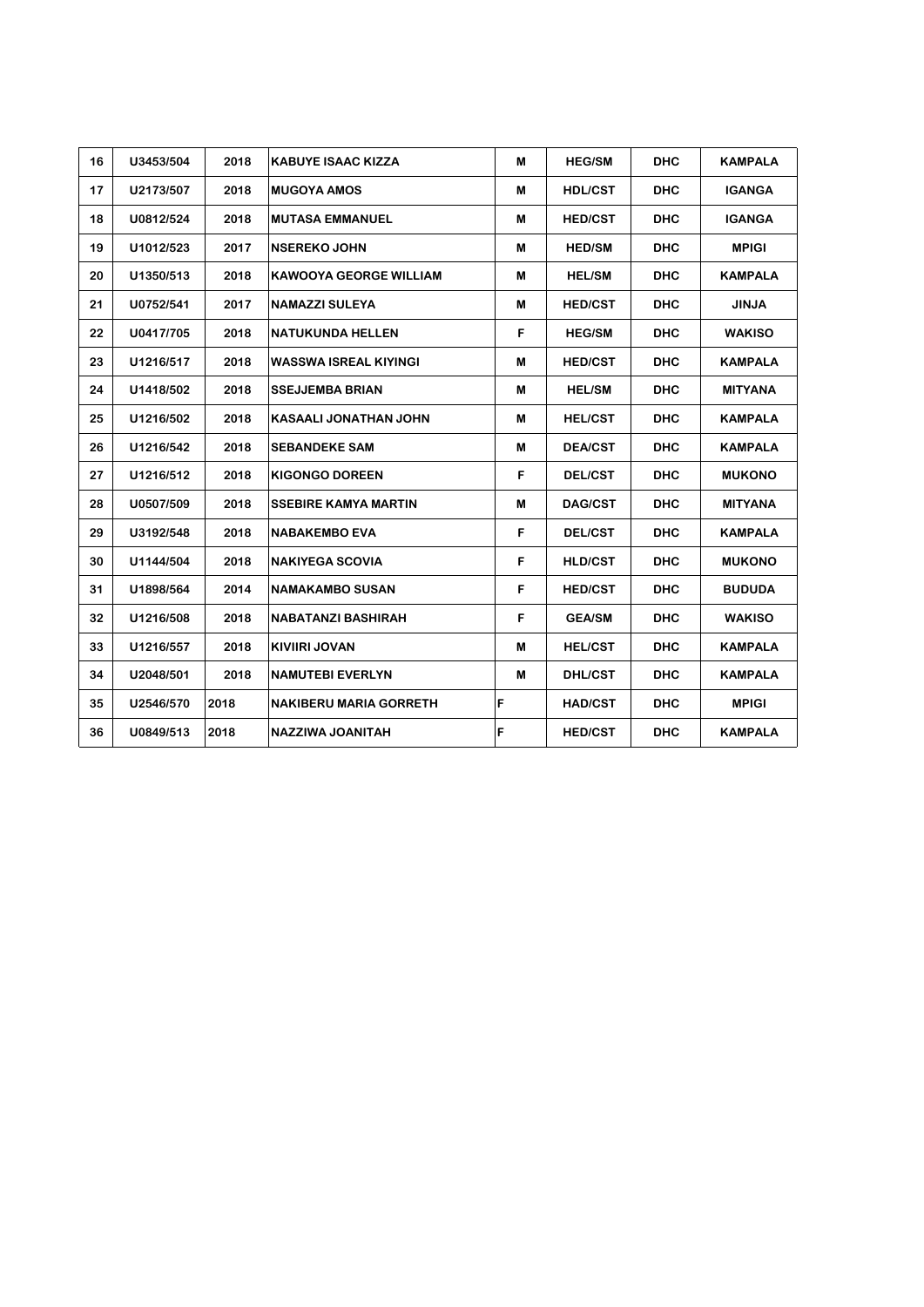| | | | | | | | |
|---|---|---|---|---|---|---|---|
| 16 | U3453/504 | 2018 | KABUYE ISAAC KIZZA | M | HEG/SM | DHC | KAMPALA |
| 17 | U2173/507 | 2018 | MUGOYA AMOS | M | HDL/CST | DHC | IGANGA |
| 18 | U0812/524 | 2018 | MUTASA EMMANUEL | M | HED/CST | DHC | IGANGA |
| 19 | U1012/523 | 2017 | NSEREKO JOHN | M | HED/SM | DHC | MPIGI |
| 20 | U1350/513 | 2018 | KAWOOYA GEORGE WILLIAM | M | HEL/SM | DHC | KAMPALA |
| 21 | U0752/541 | 2017 | NAMAZZI SULEYA | M | HED/CST | DHC | JINJA |
| 22 | U0417/705 | 2018 | NATUKUNDA HELLEN | F | HEG/SM | DHC | WAKISO |
| 23 | U1216/517 | 2018 | WASSWA ISREAL KIYINGI | M | HED/CST | DHC | KAMPALA |
| 24 | U1418/502 | 2018 | SSEJJEMBA BRIAN | M | HEL/SM | DHC | MITYANA |
| 25 | U1216/502 | 2018 | KASAALI JONATHAN JOHN | M | HEL/CST | DHC | KAMPALA |
| 26 | U1216/542 | 2018 | SEBANDEKE SAM | M | DEA/CST | DHC | KAMPALA |
| 27 | U1216/512 | 2018 | KIGONGO DOREEN | F | DEL/CST | DHC | MUKONO |
| 28 | U0507/509 | 2018 | SSEBIRE KAMYA MARTIN | M | DAG/CST | DHC | MITYANA |
| 29 | U3192/548 | 2018 | NABAKEMBO EVA | F | DEL/CST | DHC | KAMPALA |
| 30 | U1144/504 | 2018 | NAKIYEGA SCOVIA | F | HLD/CST | DHC | MUKONO |
| 31 | U1898/564 | 2014 | NAMAKAMBO SUSAN | F | HED/CST | DHC | BUDUDA |
| 32 | U1216/508 | 2018 | NABATANZI BASHIRAH | F | GEA/SM | DHC | WAKISO |
| 33 | U1216/557 | 2018 | KIVIIRI JOVAN | M | HEL/CST | DHC | KAMPALA |
| 34 | U2048/501 | 2018 | NAMUTEBI EVERLYN | M | DHL/CST | DHC | KAMPALA |
| 35 | U2546/570 | 2018 | NAKIBERU MARIA GORRETH | F | HAD/CST | DHC | MPIGI |
| 36 | U0849/513 | 2018 | NAZZIWA JOANITAH | F | HED/CST | DHC | KAMPALA |